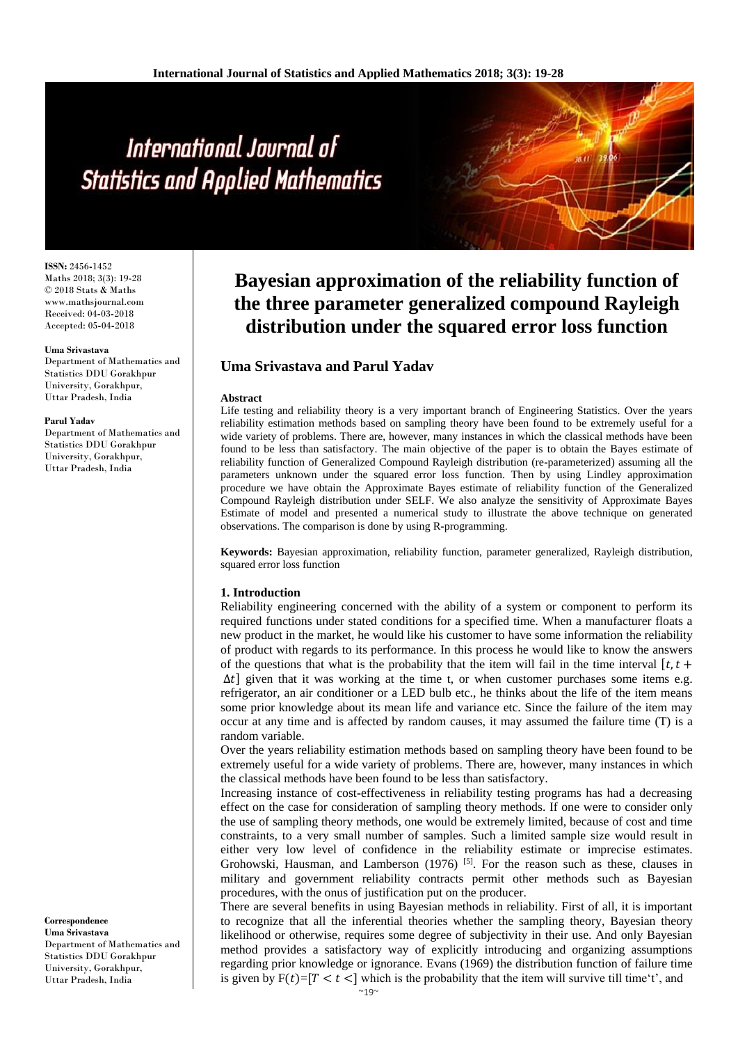International Journal of Statistics and Applied Mathematics

**ISSN:** 2456-1452
Maths 2018; 3(3): 19-28
© 2018 Stats & Maths
www.mathsjournal.com
Received: 04-03-2018
Accepted: 05-04-2018

**Uma Srivastava**
Department of Mathematics and Statistics DDU Gorakhpur University, Gorakhpur, Uttar Pradesh, India

**Parul Yadav**
Department of Mathematics and Statistics DDU Gorakhpur University, Gorakhpur, Uttar Pradesh, India

**Correspondence**
**Uma Srivastava**
Department of Mathematics and Statistics DDU Gorakhpur University, Gorakhpur, Uttar Pradesh, India

# Bayesian approximation of the reliability function of the three parameter generalized compound Rayleigh distribution under the squared error loss function

## Uma Srivastava and Parul Yadav

**Abstract**

Life testing and reliability theory is a very important branch of Engineering Statistics. Over the years reliability estimation methods based on sampling theory have been found to be extremely useful for a wide variety of problems. There are, however, many instances in which the classical methods have been found to be less than satisfactory. The main objective of the paper is to obtain the Bayes estimate of reliability function of Generalized Compound Rayleigh distribution (re-parameterized) assuming all the parameters unknown under the squared error loss function. Then by using Lindley approximation procedure we have obtain the Approximate Bayes estimate of reliability function of the Generalized Compound Rayleigh distribution under SELF. We also analyze the sensitivity of Approximate Bayes Estimate of model and presented a numerical study to illustrate the above technique on generated observations. The comparison is done by using R-programming.

**Keywords:** Bayesian approximation, reliability function, parameter generalized, Rayleigh distribution, squared error loss function

### 1. Introduction

Reliability engineering concerned with the ability of a system or component to perform its required functions under stated conditions for a specified time. When a manufacturer floats a new product in the market, he would like his customer to have some information the reliability of product with regards to its performance. In this process he would like to know the answers of the questions that what is the probability that the item will fail in the interval $[t, t + \Delta t]$ given that it was working at the time t, or when customer purchases some items e.g. refrigerator, an air conditioner or a LED bulb etc., he thinks about the life of the item means some prior knowledge about its mean life and variance etc. Since the failure of the item may occur at any time and is affected by random causes, it may assumed the failure time (T) is a random variable.

Over the years reliability estimation methods based on sampling theory have been found to be extremely useful for a wide variety of problems. There are, however, many instances in which the classical methods have been found to be less than satisfactory.

Increasing instance of cost-effectiveness in reliability testing programs has had a decreasing effect on the case for consideration of sampling theory methods. If one were to consider only the use of sampling theory methods, one would be extremely limited, because of cost and time constraints, to a very small number of samples. Such a limited sample size would result in either very low level of confidence in the reliability estimate or imprecise estimates. Grohowski, Hausman, and Lamberson (1976) [5]. For the reason such as these, clauses in military and government reliability contracts permit other methods such as Bayesian procedures, with the onus of justification put on the producer.

There are several benefits in using Bayesian methods in reliability. First of all, it is important to recognize that all the inferential theories whether the sampling theory, Bayesian theory likelihood or otherwise, requires some degree of subjectivity in their use. And only Bayesian method provides a satisfactory way of explicitly introducing and organizing assumptions regarding prior knowledge or ignorance. Evans (1969) the distribution function of failure time is given by $F(t)=[T < t <]$ which is the probability that the item will survive till time't', and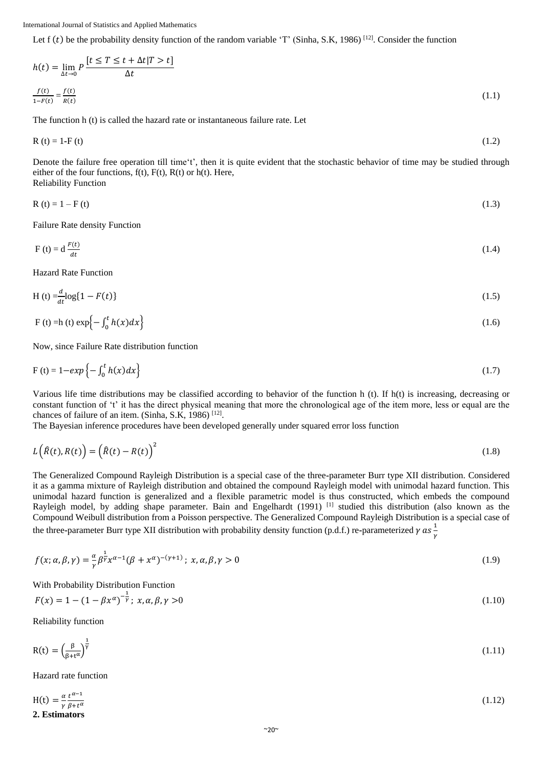Let f $(t)$ be the probability density function of the random variable 'T' (Sinha, S.K, 1986) [12]. Consider the function

$$h(t) = \lim_{\Delta t \to 0} P \frac{[t \le T \le t + \Delta t | T > t]}{\Delta t}$$

$$\frac{f(t)}{1-F(t)} = \frac{f(t)}{R(t)} \tag{1.1}$$

The function h (t) is called the hazard rate or instantaneous failure rate. Let

$$R(t) = 1\text{-}F(t) \tag{1.2}$$

Denote the failure free operation till time't', then it is quite evident that the stochastic behavior of time may be studied through either of the four functions, f(t), F(t), R(t) or h(t). Here,
Reliability Function

$$R(t) = 1 - F(t) \tag{1.3}$$

Failure Rate density Function

$$F(t) = d\,\frac{F(t)}{dt} \tag{1.4}$$

Hazard Rate Function

$$H(t) = \frac{d}{dt}\log\{1 - F(t)\} \tag{1.5}$$

$$F(t) = h(t)\,\exp\left\{-\int_0^t h(x)dx\right\} \tag{1.6}$$

Now, since Failure Rate distribution function

$$F(t) = 1 - exp\left\{-\int_0^t h(x)dx\right\} \tag{1.7}$$

Various life time distributions may be classified according to behavior of the function h (t). If h(t) is increasing, decreasing or constant function of 't' it has the direct physical meaning that more the chronological age of the item more, less or equal are the chances of failure of an item. (Sinha, S.K, 1986) [12].
The Bayesian inference procedures have been developed generally under squared error loss function

$$L\left(\hat{R}(t), R(t)\right) = \left(\hat{R}(t) - R(t)\right)^2 \tag{1.8}$$

The Generalized Compound Rayleigh Distribution is a special case of the three-parameter Burr type XII distribution. Considered it as a gamma mixture of Rayleigh distribution and obtained the compound Rayleigh model with unimodal hazard function. This unimodal hazard function is generalized and a flexible parametric model is thus constructed, which embeds the compound Rayleigh model, by adding shape parameter. Bain and Engelhardt (1991) [1] studied this distribution (also known as the Compound Weibull distribution from a Poisson perspective. The Generalized Compound Rayleigh Distribution is a special case of the three-parameter Burr type XII distribution with probability density function (p.d.f.) re-parameterized $\gamma$ $as$ $\frac{1}{\gamma}$

$$f(x;\alpha,\beta,\gamma) = \frac{\alpha}{\gamma}\beta^{\frac{1}{\gamma}}x^{\alpha-1}(\beta + x^{\alpha})^{-(\gamma+1)};\ x,\alpha,\beta,\gamma > 0 \tag{1.9}$$

With Probability Distribution Function

$$F(x) = 1 - (1 - \beta x^{\alpha})^{-\frac{1}{\gamma}};\ x,\alpha,\beta,\gamma > 0 \tag{1.10}$$

Reliability function

$$R(t) = \left(\frac{\beta}{\beta + t^{\alpha}}\right)^{\frac{1}{\gamma}} \tag{1.11}$$

Hazard rate function

$$H(t) = \frac{\alpha}{\gamma}\frac{t^{\alpha-1}}{\beta + t^{\alpha}} \tag{1.12}$$

## 2. Estimators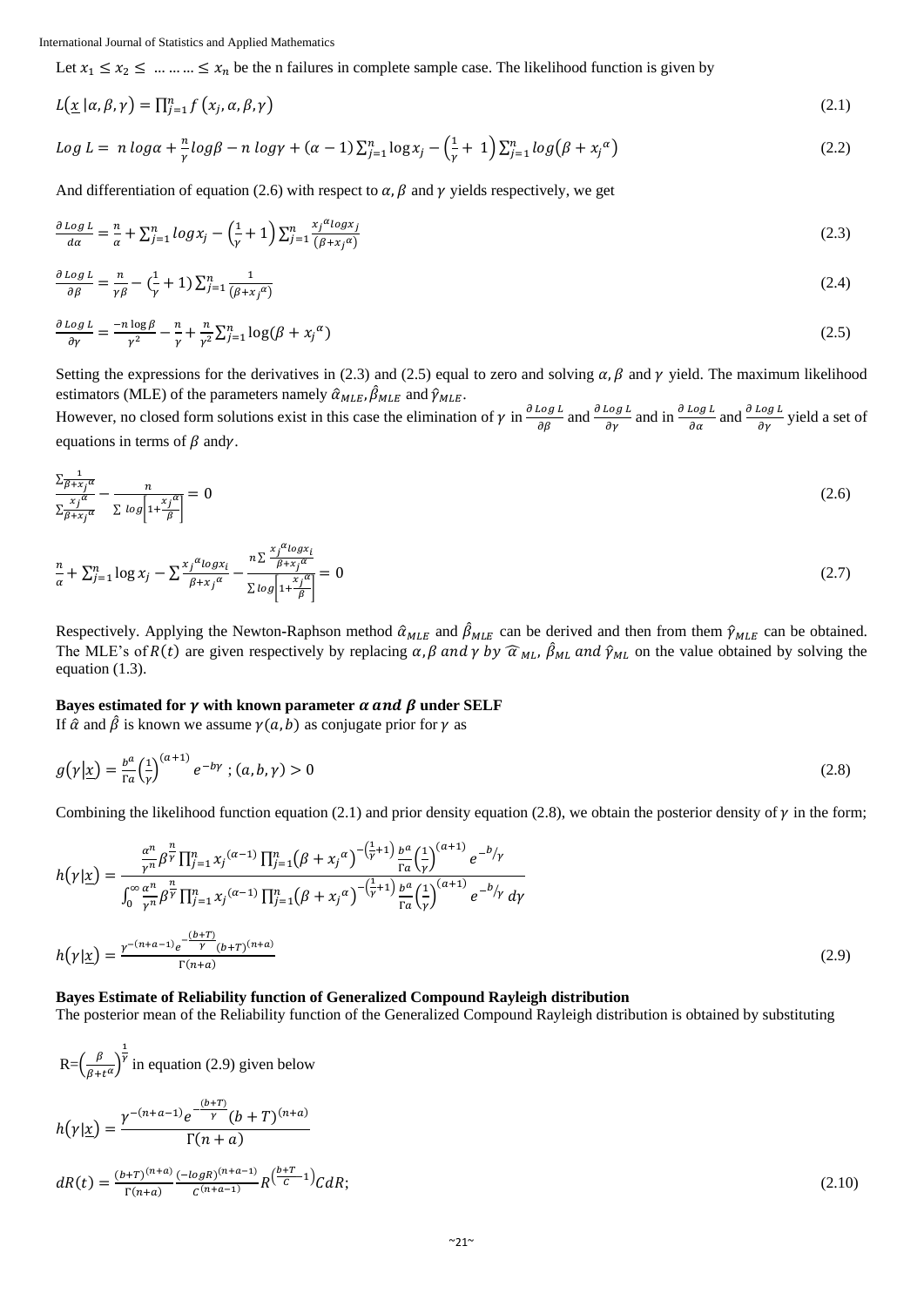Let $x_1 \leq x_2 \leq \ldots \ldots \ldots \leq x_n$ be the n failures in complete sample case. The likelihood function is given by

$$L(\underline{x}\,|\alpha,\beta,\gamma) = \prod_{j=1}^{n} f\left(x_j,\alpha,\beta,\gamma\right) \tag{2.1}$$

$$Log\; L = \; n\; log\alpha + \frac{n}{\gamma} log\beta - n\; log\gamma + (\alpha-1)\sum_{j=1}^{n} \log x_j - \left(\frac{1}{\gamma}+\;1\right)\sum_{j=1}^{n} log\left(\beta + {x_j}^{\alpha}\right) \tag{2.2}$$

And differentiation of equation (2.6) with respect to $\alpha, \beta$ and $\gamma$ yields respectively, we get

$$\frac{\partial\, Log\; L}{d\alpha} = \frac{n}{\alpha} + \sum_{j=1}^{n} log x_j - \left(\frac{1}{\gamma}+1\right)\sum_{j=1}^{n} \frac{{x_j}^{\alpha} log x_j}{(\beta + {x_j}^{\alpha})} \tag{2.3}$$

$$\frac{\partial\, Log\; L}{\partial\beta} = \frac{n}{\gamma\beta} - (\frac{1}{\gamma}+1)\sum_{j=1}^{n} \frac{1}{(\beta + {x_j}^{\alpha})} \tag{2.4}$$

$$\frac{\partial\, Log\; L}{\partial\gamma} = \frac{-n\log\beta}{\gamma^2} - \frac{n}{\gamma} + \frac{n}{\gamma^2}\sum_{j=1}^{n} \log(\beta + {x_j}^{\alpha}) \tag{2.5}$$

Setting the expressions for the derivatives in (2.3) and (2.5) equal to zero and solving $\alpha, \beta$ and $\gamma$ yield. The maximum likelihood estimators (MLE) of the parameters namely $\hat{\alpha}_{MLE}, \hat{\beta}_{MLE}$ and $\hat{\gamma}_{MLE}$.

However, no closed form solutions exist in this case the elimination of $\gamma$ in $\frac{\partial\, Log\, L}{\partial\beta}$ and $\frac{\partial\, Log\, L}{\partial\gamma}$ and in $\frac{\partial\, Log\, L}{\partial\alpha}$ and $\frac{\partial\, Log\, L}{\partial\gamma}$ yield a set of equations in terms of $\beta$ and $\gamma$.

$$\frac{\frac{\sum \frac{1}{\beta + {x_j}^{\alpha}}}{\sum \frac{{x_j}^{\alpha}}{\beta + {x_j}^{\alpha}}}}{} - \frac{n}{\sum\, log\left[1+\frac{{x_j}^{\alpha}}{\beta}\right]} = 0 \tag{2.6}$$

$$\frac{n}{\alpha} + \sum_{j=1}^{n} \log x_j - \sum \frac{{x_j}^{\alpha} log x_i}{\beta + {x_j}^{\alpha}} - \frac{n\sum \frac{{x_j}^{\alpha} log x_i}{\beta + {x_j}^{\alpha}}}{\sum log\left[1+\frac{{x_j}^{\alpha}}{\beta}\right]} = 0 \tag{2.7}$$

Respectively. Applying the Newton-Raphson method $\hat{\alpha}_{MLE}$ and $\hat{\beta}_{MLE}$ can be derived and then from them $\hat{\gamma}_{MLE}$ can be obtained. The MLE's of $R(t)$ are given respectively by replacing $\alpha, \beta$ *and* $\gamma$ *by* $\widehat{\alpha}_{ML}$, $\hat{\beta}_{ML}$ *and* $\hat{\gamma}_{ML}$ on the value obtained by solving the equation (1.3).

**Bayes estimated for $\gamma$ with known parameter $\alpha$ and $\beta$ under SELF**

If $\hat{\alpha}$ and $\hat{\beta}$ is known we assume $\gamma(a, b)$ as conjugate prior for $\gamma$ as

$$g(\gamma|\underline{x}) = \frac{b^a}{\Gamma a}\left(\frac{1}{\gamma}\right)^{(a+1)} e^{-b\gamma}\;; (a, b, \gamma) > 0 \tag{2.8}$$

Combining the likelihood function equation (2.1) and prior density equation (2.8), we obtain the posterior density of $\gamma$ in the form;

$$h(\gamma|\underline{x}) = \frac{\frac{\alpha^n}{\gamma^n}\beta^{\frac{n}{\gamma}}\prod_{j=1}^{n} {x_j}^{(\alpha-1)}\prod_{j=1}^{n}\left(\beta + {x_j}^{\alpha}\right)^{-\left(\frac{1}{\gamma}+1\right)}\frac{b^a}{\Gamma a}\left(\frac{1}{\gamma}\right)^{(a+1)} e^{-b/\gamma}}{\int_0^{\infty}\frac{\alpha^n}{\gamma^n}\beta^{\frac{n}{\gamma}}\prod_{j=1}^{n} {x_j}^{(\alpha-1)}\prod_{j=1}^{n}\left(\beta + {x_j}^{\alpha}\right)^{-\left(\frac{1}{\gamma}+1\right)}\frac{b^a}{\Gamma a}\left(\frac{1}{\gamma}\right)^{(a+1)} e^{-b/\gamma}\, d\gamma}$$

$$h(\gamma|\underline{x}) = \frac{\gamma^{-(n+a-1)} e^{-\frac{(b+T)}{\gamma}}(b+T)^{(n+a)}}{\Gamma(n+a)} \tag{2.9}$$

**Bayes Estimate of Reliability function of Generalized Compound Rayleigh distribution**

The posterior mean of the Reliability function of the Generalized Compound Rayleigh distribution is obtained by substituting

$R=\left(\frac{\beta}{\beta + t^{\alpha}}\right)^{\frac{1}{\gamma}}$ in equation (2.9) given below

$$h(\gamma|\underline{x}) = \frac{\gamma^{-(n+a-1)} e^{-\frac{(b+T)}{\gamma}}(b+T)^{(n+a)}}{\Gamma(n+a)}$$

$$dR(t) = \frac{(b+T)^{(n+a)}}{\Gamma(n+a)}\frac{(-logR)^{(n+a-1)}}{C^{(n+a-1)}} R^{\left(\frac{b+T}{C} - 1\right)} C dR; \tag{2.10}$$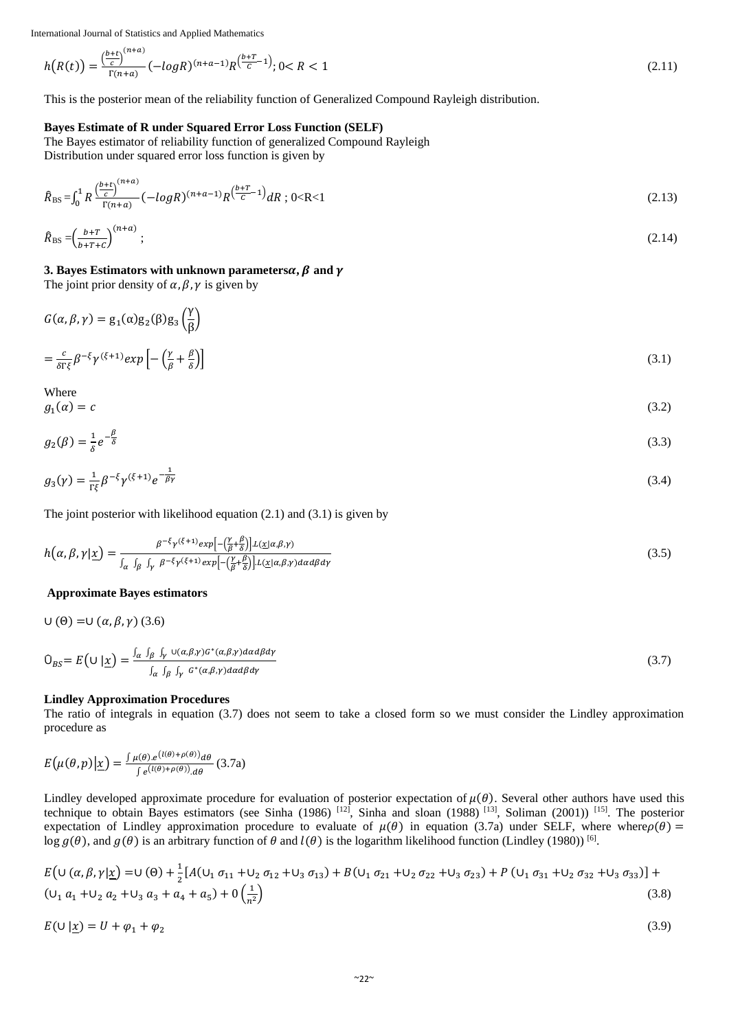$$h\big(R(t)\big) = \frac{\left(\frac{b+t}{c}\right)^{(n+a)}}{\Gamma(n+a)} (-logR)^{(n+a-1)} R^{\left(\frac{b+T}{c}-1\right)};\ 0< R < 1 \tag{2.11}$$

This is the posterior mean of the reliability function of Generalized Compound Rayleigh distribution.

**Bayes Estimate of R under Squared Error Loss Function (SELF)**

The Bayes estimator of reliability function of generalized Compound Rayleigh Distribution under squared error loss function is given by

$$\hat{R}_{\text{BS}} = \int_0^1 R \frac{\left(\frac{b+t}{c}\right)^{(n+a)}}{\Gamma(n+a)} (-logR)^{(n+a-1)} R^{\left(\frac{b+T}{c}-1\right)} dR\ ;\ 0<R<1 \tag{2.13}$$

$$\hat{R}_{\text{BS}} = \left(\frac{b+T}{b+T+C}\right)^{(n+a)}; \tag{2.14}$$

**3. Bayes Estimators with unknown parameters $\alpha, \beta$ and $\gamma$**

The joint prior density of $\alpha, \beta, \gamma$ is given by

$$G(\alpha, \beta, \gamma) = g_1(\alpha) g_2(\beta) g_3\left(\frac{\gamma}{\beta}\right)$$

$$= \frac{c}{\delta \Gamma \xi} \beta^{-\xi} \gamma^{(\xi+1)} exp\left[-\left(\frac{\gamma}{\beta} + \frac{\beta}{\delta}\right)\right] \tag{3.1}$$

Where

$$g_1(\alpha) = c \tag{3.2}$$

$$g_2(\beta) = \frac{1}{\delta} e^{-\frac{\beta}{\delta}} \tag{3.3}$$

$$g_3(\gamma) = \frac{1}{\Gamma \xi} \beta^{-\xi} \gamma^{(\xi+1)} e^{-\frac{1}{\beta\gamma}} \tag{3.4}$$

The joint posterior with likelihood equation (2.1) and (3.1) is given by

$$h\big(\alpha, \beta, \gamma | \underline{x}\big) = \frac{\beta^{-\xi} \gamma^{(\xi+1)} exp\left[-\left(\frac{\gamma}{\beta} + \frac{\beta}{\delta}\right)\right] . L(\underline{x}|\alpha,\beta,\gamma)}{\int_\alpha \int_\beta \int_\gamma \beta^{-\xi} \gamma^{(\xi+1)} exp\left[-\left(\frac{\gamma}{\beta} + \frac{\beta}{\delta}\right)\right] . L(\underline{x}|\alpha,\beta,\gamma) d\alpha d\beta d\gamma} \tag{3.5}$$

**Approximate Bayes estimators**

$\cup(\Theta) = \cup(\alpha, \beta, \gamma)$ (3.6)

$$\hat{\cup}_{BS} = E\big(\cup | \underline{x}\big) = \frac{\int_\alpha \int_\beta \int_\gamma \cup(\alpha,\beta,\gamma) G^*(\alpha,\beta,\gamma) d\alpha d\beta d\gamma}{\int_\alpha \int_\beta \int_\gamma G^*(\alpha,\beta,\gamma) d\alpha d\beta d\gamma} \tag{3.7}$$

**Lindley Approximation Procedures**

The ratio of integrals in equation (3.7) does not seem to take a closed form so we must consider the Lindley approximation procedure as

$E\big(\mu(\theta, p) | \underline{x}\big) = \frac{\int \mu(\theta) . e^{(l(\theta)+\rho(\theta))} d\theta}{\int e^{(l(\theta)+\rho(\theta))} . d\theta}$ (3.7a)

Lindley developed approximate procedure for evaluation of posterior expectation of $\mu(\theta)$. Several other authors have used this technique to obtain Bayes estimators (see Sinha (1986) [12], Sinha and sloan (1988) [13], Soliman (2001)) [15]. The posterior expectation of Lindley approximation procedure to evaluate of $\mu(\theta)$ in equation (3.7a) under SELF, where where $\rho(\theta) = \log g(\theta)$, and $g(\theta)$ is an arbitrary function of $\theta$ and $l(\theta)$ is the logarithm likelihood function (Lindley (1980)) [6].

$$E\big(\cup(\alpha, \beta, \gamma | \underline{x}\big) = \cup(\Theta) + \frac{1}{2}[A(\cup_1 \sigma_{11} + \cup_2 \sigma_{12} + \cup_3 \sigma_{13}) + B(\cup_1 \sigma_{21} + \cup_2 \sigma_{22} + \cup_3 \sigma_{23}) + P(\cup_1 \sigma_{31} + \cup_2 \sigma_{32} + \cup_3 \sigma_{33})] + (\cup_1 a_1 + \cup_2 a_2 + \cup_3 a_3 + a_4 + a_5) + 0\left(\frac{1}{n^2}\right) \tag{3.8}$$

$$E(\cup | \underline{x}) = U + \varphi_1 + \varphi_2 \tag{3.9}$$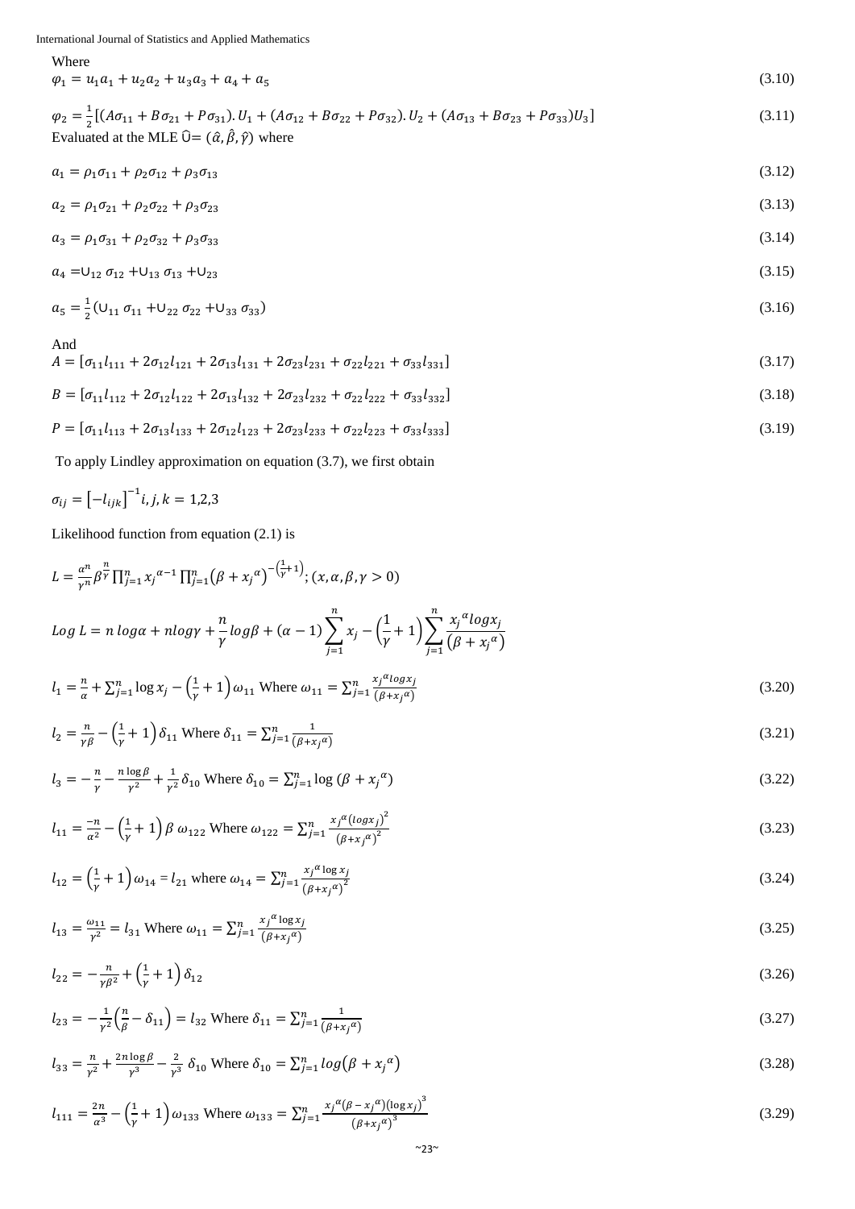Where

$$\varphi_1 = u_1 a_1 + u_2 a_2 + u_3 a_3 + a_4 + a_5 \tag{3.10}$$

$$\varphi_2 = \frac{1}{2}[(A\sigma_{11} + B\sigma_{21} + P\sigma_{31}).U_1 + (A\sigma_{12} + B\sigma_{22} + P\sigma_{32}).U_2 + (A\sigma_{13} + B\sigma_{23} + P\sigma_{33})U_3] \tag{3.11}$$

Evaluated at the MLE $\widehat{\cup} = (\hat{\alpha}, \hat{\beta}, \hat{\gamma})$ where

$$a_1 = \rho_1\sigma_{11} + \rho_2\sigma_{12} + \rho_3\sigma_{13} \tag{3.12}$$

$$a_2 = \rho_1\sigma_{21} + \rho_2\sigma_{22} + \rho_3\sigma_{23} \tag{3.13}$$

$$a_3 = \rho_1\sigma_{31} + \rho_2\sigma_{32} + \rho_3\sigma_{33} \tag{3.14}$$

$$a_4 = \cup_{12}\,\sigma_{12} + \cup_{13}\,\sigma_{13} + \cup_{23} \tag{3.15}$$

$$a_5 = \frac{1}{2}(\cup_{11}\,\sigma_{11} + \cup_{22}\,\sigma_{22} + \cup_{33}\,\sigma_{33}) \tag{3.16}$$

And

$$A = [\sigma_{11}l_{111} + 2\sigma_{12}l_{121} + 2\sigma_{13}l_{131} + 2\sigma_{23}l_{231} + \sigma_{22}l_{221} + \sigma_{33}l_{331}] \tag{3.17}$$

$$B = [\sigma_{11}l_{112} + 2\sigma_{12}l_{122} + 2\sigma_{13}l_{132} + 2\sigma_{23}l_{232} + \sigma_{22}l_{222} + \sigma_{33}l_{332}] \tag{3.18}$$

$$P = [\sigma_{11}l_{113} + 2\sigma_{13}l_{133} + 2\sigma_{12}l_{123} + 2\sigma_{23}l_{233} + \sigma_{22}l_{223} + \sigma_{33}l_{333}] \tag{3.19}$$

To apply Lindley approximation on equation (3.7), we first obtain

$$\sigma_{ij} = [-l_{ijk}]^{-1} i, j, k = 1,2,3$$

Likelihood function from equation (2.1) is

$$L = \frac{\alpha^n}{\gamma^n}\beta^{\frac{n}{\gamma}}\prod_{j=1}^{n} x_j^{\alpha-1}\prod_{j=1}^{n}(\beta + x_j^{\alpha})^{-\left(\frac{1}{\gamma}+1\right)}; (x, \alpha, \beta, \gamma > 0)$$

$$Log\ L = n\ log\alpha + nlog\gamma + \frac{n}{\gamma}log\beta + (\alpha - 1)\sum_{j=1}^{n} x_j - \left(\frac{1}{\gamma} + 1\right)\sum_{j=1}^{n}\frac{x_j^{\alpha}logx_j}{(\beta + x_j^{\alpha})}$$

$$l_1 = \frac{n}{\alpha} + \sum_{j=1}^{n}\log x_j - \left(\frac{1}{\gamma} + 1\right)\omega_{11} \text{ Where } \omega_{11} = \sum_{j=1}^{n}\frac{x_j^{\alpha}logx_j}{(\beta + x_j^{\alpha})} \tag{3.20}$$

$$l_2 = \frac{n}{\gamma\beta} - \left(\frac{1}{\gamma} + 1\right)\delta_{11} \text{ Where } \delta_{11} = \sum_{j=1}^{n}\frac{1}{(\beta + x_j^{\alpha})} \tag{3.21}$$

$$l_3 = -\frac{n}{\gamma} - \frac{n\log\beta}{\gamma^2} + \frac{1}{\gamma^2}\delta_{10} \text{ Where } \delta_{10} = \sum_{j=1}^{n}\log(\beta + x_j^{\alpha}) \tag{3.22}$$

$$l_{11} = \frac{-n}{\alpha^2} - \left(\frac{1}{\gamma} + 1\right)\beta\ \omega_{122} \text{ Where } \omega_{122} = \sum_{j=1}^{n}\frac{x_j^{\alpha}(logx_j)^2}{(\beta + x_j^{\alpha})^2} \tag{3.23}$$

$$l_{12} = \left(\frac{1}{\gamma} + 1\right)\omega_{14} = l_{21} \text{ where } \omega_{14} = \sum_{j=1}^{n}\frac{x_j^{\alpha}\log x_j}{(\beta + x_j^{\alpha})^2} \tag{3.24}$$

$$l_{13} = \frac{\omega_{11}}{\gamma^2} = l_{31} \text{ Where } \omega_{11} = \sum_{j=1}^{n}\frac{x_j^{\alpha}\log x_j}{(\beta + x_j^{\alpha})} \tag{3.25}$$

$$l_{22} = -\frac{n}{\gamma\beta^2} + \left(\frac{1}{\gamma} + 1\right)\delta_{12} \tag{3.26}$$

$$l_{23} = -\frac{1}{\gamma^2}\left(\frac{n}{\beta} - \delta_{11}\right) = l_{32} \text{ Where } \delta_{11} = \sum_{j=1}^{n}\frac{1}{(\beta + x_j^{\alpha})} \tag{3.27}$$

$$l_{33} = \frac{n}{\gamma^2} + \frac{2n\log\beta}{\gamma^3} - \frac{2}{\gamma^3}\ \delta_{10} \text{ Where } \delta_{10} = \sum_{j=1}^{n}log(\beta + x_j^{\alpha}) \tag{3.28}$$

$$l_{111} = \frac{2n}{\alpha^3} - \left(\frac{1}{\gamma} + 1\right)\omega_{133} \text{ Where } \omega_{133} = \sum_{j=1}^{n}\frac{x_j^{\alpha}(\beta - x_j^{\alpha})(\log x_j)^3}{(\beta + x_j^{\alpha})^3} \tag{3.29}$$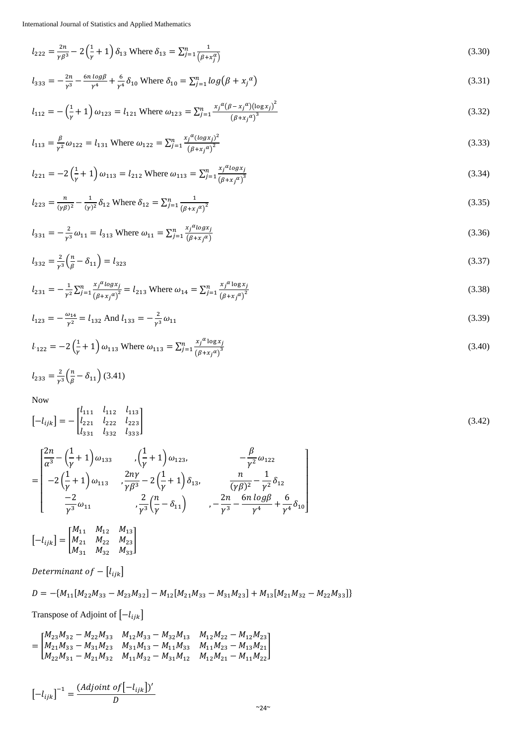$$l_{222} = \frac{2n}{\gamma\beta^3} - 2\left(\frac{1}{\gamma}+1\right)\delta_{13} \text{ Where } \delta_{13} = \sum_{j=1}^{n}\frac{1}{\left(\beta+x_j^{\alpha}\right)} \tag{3.30}$$

$$l_{333} = -\frac{2n}{\gamma^3} - \frac{6n\,log\beta}{\gamma^4} + \frac{6}{\gamma^4}\delta_{10} \text{ Where } \delta_{10} = \sum_{j=1}^{n} log\left(\beta + {x_j}^{\alpha}\right) \tag{3.31}$$

$$l_{112} = -\left(\frac{1}{\gamma}+1\right)\omega_{123} = l_{121} \text{ Where } \omega_{123} = \sum_{j=1}^{n}\frac{{x_j}^{\alpha}\left(\beta - {x_j}^{\alpha}\right)\left(\log x_j\right)^2}{\left(\beta+{x_j}^{\alpha}\right)^3} \tag{3.32}$$

$$l_{113} = \frac{\beta}{\gamma^2}\omega_{122} = l_{131} \text{ Where } \omega_{122} = \sum_{j=1}^{n}\frac{{x_j}^{\alpha}\left(log x_j\right)^2}{\left(\beta+{x_j}^{\alpha}\right)^2} \tag{3.33}$$

$$l_{221} = -2\left(\frac{1}{\gamma}+1\right)\omega_{113} = l_{212} \text{ Where } \omega_{113} = \sum_{j=1}^{n}\frac{{x_j}^{\alpha} log x_j}{\left(\beta+{x_j}^{\alpha}\right)^3} \tag{3.34}$$

$$l_{223} = \frac{n}{(\gamma\beta)^2} - \frac{1}{(\gamma)^2}\delta_{12} \text{ Where } \delta_{12} = \sum_{j=1}^{n}\frac{1}{\left(\beta+{x_j}^{\alpha}\right)^2} \tag{3.35}$$

$$l_{331} = -\frac{2}{\gamma^3}\omega_{11} = l_{313} \text{ Where } \omega_{11} = \sum_{j=1}^{n}\frac{{x_j}^{\alpha} log x_j}{\left(\beta+{x_j}^{\alpha}\right)} \tag{3.36}$$

$$l_{332} = \frac{2}{\gamma^3}\left(\frac{n}{\beta} - \delta_{11}\right) = l_{323} \tag{3.37}$$

$$l_{231} = -\frac{1}{\gamma^2}\sum_{j=1}^{n}\frac{{x_j}^{\alpha} log x_j}{\left(\beta+{x_j}^{\alpha}\right)^2} = l_{213} \text{ Where } \omega_{14} = \sum_{j=1}^{n}\frac{{x_j}^{\alpha}\log x_j}{\left(\beta+{x_j}^{\alpha}\right)^2} \tag{3.38}$$

$$l_{123} = -\frac{\omega_{14}}{\gamma^2} = l_{132} \text{ And } l_{133} = -\frac{2}{\gamma^3}\omega_{11} \tag{3.39}$$

$$l_{122} = -2\left(\frac{1}{\gamma}+1\right)\omega_{113} \text{ Where } \omega_{113} = \sum_{j=1}^{n}\frac{{x_j}^{\alpha}\log x_j}{\left(\beta+{x_j}^{\alpha}\right)^3} \tag{3.40}$$

$$l_{233} = \frac{2}{\gamma^3}\left(\frac{n}{\beta} - \delta_{11}\right) \text{ (3.41)}$$

Now

$$\left[-l_{ijk}\right] = -\begin{bmatrix} l_{111} & l_{112} & l_{113} \\ l_{221} & l_{222} & l_{223} \\ l_{331} & l_{332} & l_{333} \end{bmatrix} \tag{3.42}$$

$$= \begin{bmatrix} \frac{2n}{\alpha^3} - \left(\frac{1}{\gamma}+1\right)\omega_{133} & ,\left(\frac{1}{\gamma}+1\right)\omega_{123}, & -\frac{\beta}{\gamma^2}\omega_{122} \\ -2\left(\frac{1}{\gamma}+1\right)\omega_{113} & ,\frac{2n\gamma}{\gamma\beta^3} - 2\left(\frac{1}{\gamma}+1\right)\delta_{13}, & \frac{n}{(\gamma\beta)^2} - \frac{1}{\gamma^2}\delta_{12} \\ \frac{-2}{\gamma^3}\omega_{11} & ,\frac{2}{\gamma^3}\left(\frac{n}{\gamma} - \delta_{11}\right) & ,-\frac{2n}{\gamma^3} - \frac{6n\,log\beta}{\gamma^4} + \frac{6}{\gamma^4}\delta_{10} \end{bmatrix}$$

$$\left[-l_{ijk}\right] = \begin{bmatrix} M_{11} & M_{12} & M_{13} \\ M_{21} & M_{22} & M_{23} \\ M_{31} & M_{32} & M_{33} \end{bmatrix}$$

*Determinant of* $-\left[l_{ijk}\right]$

$$D = -\{M_{11}[M_{22}M_{33} - M_{23}M_{32}] - M_{12}[M_{21}M_{33} - M_{31}M_{23}] + M_{13}[M_{21}M_{32} - M_{22}M_{33}]\}$$

Transpose of Adjoint of $\left[-l_{ijk}\right]$

$$= \begin{bmatrix} M_{23}M_{32} - M_{22}M_{33} & M_{12}M_{33} - M_{32}M_{13} & M_{12}M_{22} - M_{12}M_{23} \\ M_{21}M_{33} - M_{31}M_{23} & M_{31}M_{13} - M_{11}M_{33} & M_{11}M_{23} - M_{13}M_{21} \\ M_{22}M_{31} - M_{21}M_{32} & M_{11}M_{32} - M_{31}M_{12} & M_{12}M_{21} - M_{11}M_{22} \end{bmatrix}$$

$$\left[-l_{ijk}\right]^{-1} = \frac{\left(Adjoint\ of\left[-l_{ijk}\right]\right)'}{D}$$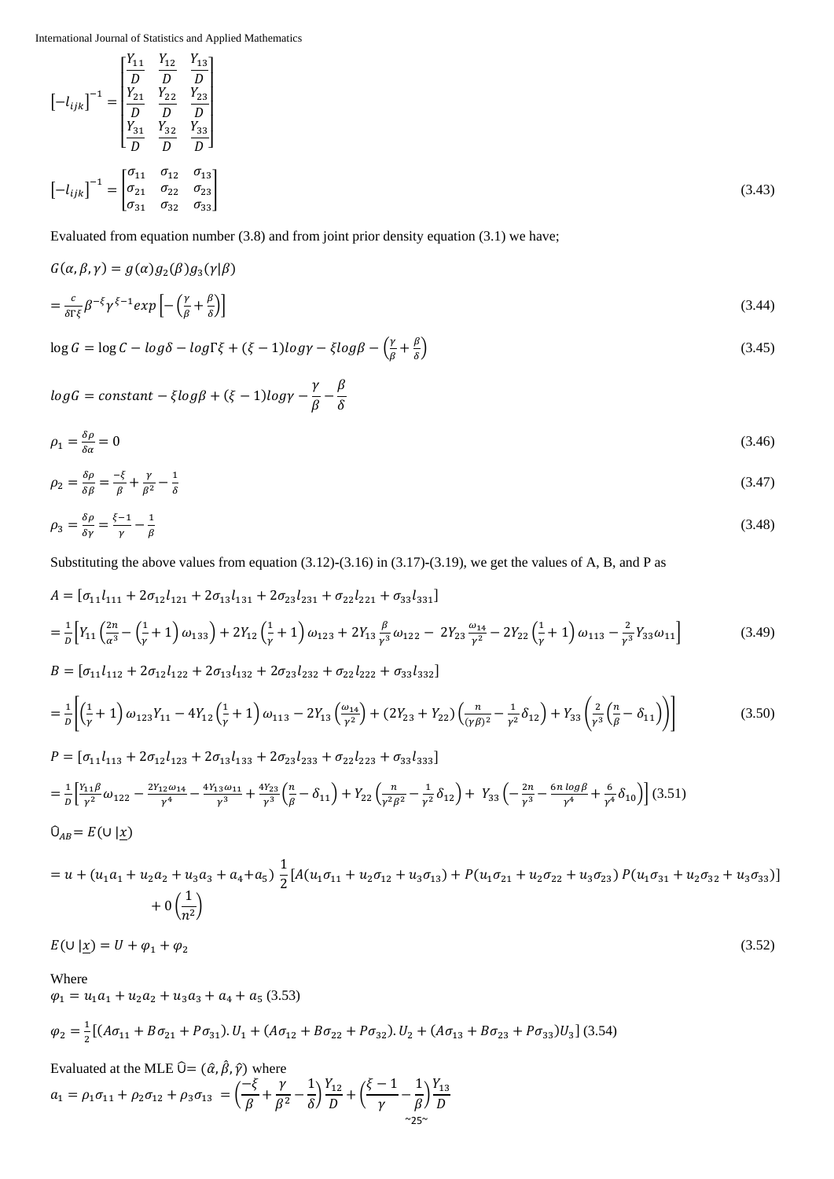$$\left[-l_{ijk}\right]^{-1} = \begin{bmatrix} \frac{Y_{11}}{D} & \frac{Y_{12}}{D} & \frac{Y_{13}}{D} \\ \frac{Y_{21}}{D} & \frac{Y_{22}}{D} & \frac{Y_{23}}{D} \\ \frac{Y_{31}}{D} & \frac{Y_{32}}{D} & \frac{Y_{33}}{D} \end{bmatrix}$$

$$\left[-l_{ijk}\right]^{-1} = \begin{bmatrix} \sigma_{11} & \sigma_{12} & \sigma_{13} \\ \sigma_{21} & \sigma_{22} & \sigma_{23} \\ \sigma_{31} & \sigma_{32} & \sigma_{33} \end{bmatrix} \tag{3.43}$$

Evaluated from equation number (3.8) and from joint prior density equation (3.1) we have;

$$G(\alpha,\beta,\gamma) = g(\alpha)g_2(\beta)g_3(\gamma|\beta)$$

$$= \frac{c}{\delta\Gamma\xi}\beta^{-\xi}\gamma^{\xi-1}exp\left[-\left(\frac{\gamma}{\beta}+\frac{\beta}{\delta}\right)\right] \tag{3.44}$$

$$\log G = \log C - log\delta - log\Gamma\xi + (\xi-1)log\gamma - \xi log\beta - \left(\frac{\gamma}{\beta}+\frac{\beta}{\delta}\right) \tag{3.45}$$

$$logG = constant - \xi log\beta + (\xi-1)log\gamma - \frac{\gamma}{\beta} - \frac{\beta}{\delta}$$

$$\rho_1 = \frac{\delta\rho}{\delta\alpha} = 0 \tag{3.46}$$

$$\rho_2 = \frac{\delta\rho}{\delta\beta} = \frac{-\xi}{\beta} + \frac{\gamma}{\beta^2} - \frac{1}{\delta} \tag{3.47}$$

$$\rho_3 = \frac{\delta\rho}{\delta\gamma} = \frac{\xi-1}{\gamma} - \frac{1}{\beta} \tag{3.48}$$

Substituting the above values from equation (3.12)-(3.16) in (3.17)-(3.19), we get the values of A, B, and P as

$$A = \left[\sigma_{11}l_{111} + 2\sigma_{12}l_{121} + 2\sigma_{13}l_{131} + 2\sigma_{23}l_{231} + \sigma_{22}l_{221} + \sigma_{33}l_{331}\right]$$

$$= \frac{1}{D}\left[Y_{11}\left(\frac{2n}{\alpha^3} - \left(\frac{1}{\gamma}+1\right)\omega_{133}\right) + 2Y_{12}\left(\frac{1}{\gamma}+1\right)\omega_{123} + 2Y_{13}\frac{\beta}{\gamma^3}\omega_{122} - 2Y_{23}\frac{\omega_{14}}{\gamma^2} - 2Y_{22}\left(\frac{1}{\gamma}+1\right)\omega_{113} - \frac{2}{\gamma^3}Y_{33}\omega_{11}\right] \tag{3.49}$$

$$B = \left[\sigma_{11}l_{112} + 2\sigma_{12}l_{122} + 2\sigma_{13}l_{132} + 2\sigma_{23}l_{232} + \sigma_{22}l_{222} + \sigma_{33}l_{332}\right]$$

$$= \frac{1}{D}\left[\left(\frac{1}{\gamma}+1\right)\omega_{123}Y_{11} - 4Y_{12}\left(\frac{1}{\gamma}+1\right)\omega_{113} - 2Y_{13}\left(\frac{\omega_{14}}{\gamma^2}\right) + (2Y_{23}+Y_{22})\left(\frac{n}{(\gamma\beta)^2} - \frac{1}{\gamma^2}\delta_{12}\right) + Y_{33}\left(\frac{2}{\gamma^3}\left(\frac{n}{\beta} - \delta_{11}\right)\right)\right] \tag{3.50}$$

$$P = \left[\sigma_{11}l_{113} + 2\sigma_{12}l_{123} + 2\sigma_{13}l_{133} + 2\sigma_{23}l_{233} + \sigma_{22}l_{223} + \sigma_{33}l_{333}\right]$$

$$= \frac{1}{D}\left[\frac{Y_{11}\beta}{\gamma^2}\omega_{122} - \frac{2Y_{12}\omega_{14}}{\gamma^4} - \frac{4Y_{13}\omega_{11}}{\gamma^3} + \frac{4Y_{23}}{\gamma^3}\left(\frac{n}{\beta} - \delta_{11}\right) + Y_{22}\left(\frac{n}{\gamma^2\beta^2} - \frac{1}{\gamma^2}\delta_{12}\right) + Y_{33}\left(-\frac{2n}{\gamma^3} - \frac{6n\log\beta}{\gamma^4} + \frac{6}{\gamma^4}\delta_{10}\right)\right] \tag{3.51}$$

$$\hat{U}_{AB} = E(\cup\,|\underline{x})$$

$$= u + (u_1a_1 + u_2a_2 + u_3a_3 + a_4 + a_5)\,\frac{1}{2}\left[A(u_1\sigma_{11} + u_2\sigma_{12} + u_3\sigma_{13}) + P(u_1\sigma_{21} + u_2\sigma_{22} + u_3\sigma_{23})\,P(u_1\sigma_{31} + u_2\sigma_{32} + u_3\sigma_{33})\right] + 0\left(\frac{1}{n^2}\right)$$

$$E(\cup\,|\underline{x}) = U + \varphi_1 + \varphi_2 \tag{3.52}$$

Where

$$\varphi_1 = u_1a_1 + u_2a_2 + u_3a_3 + a_4 + a_5 \tag{3.53}$$

$$\varphi_2 = \frac{1}{2}\left[(A\sigma_{11} + B\sigma_{21} + P\sigma_{31}).U_1 + (A\sigma_{12} + B\sigma_{22} + P\sigma_{32}).U_2 + (A\sigma_{13} + B\sigma_{23} + P\sigma_{33})U_3\right] \tag{3.54}$$

Evaluated at the MLE $\hat{U} = (\hat{\alpha},\hat{\beta},\hat{\gamma})$ where

$$a_1 = \rho_1\sigma_{11} + \rho_2\sigma_{12} + \rho_3\sigma_{13} = \left(\frac{-\xi}{\beta} + \frac{\gamma}{\beta^2} - \frac{1}{\delta}\right)\frac{Y_{12}}{D} + \left(\frac{\xi-1}{\gamma} - \frac{1}{\beta}\right)\frac{Y_{13}}{D}$$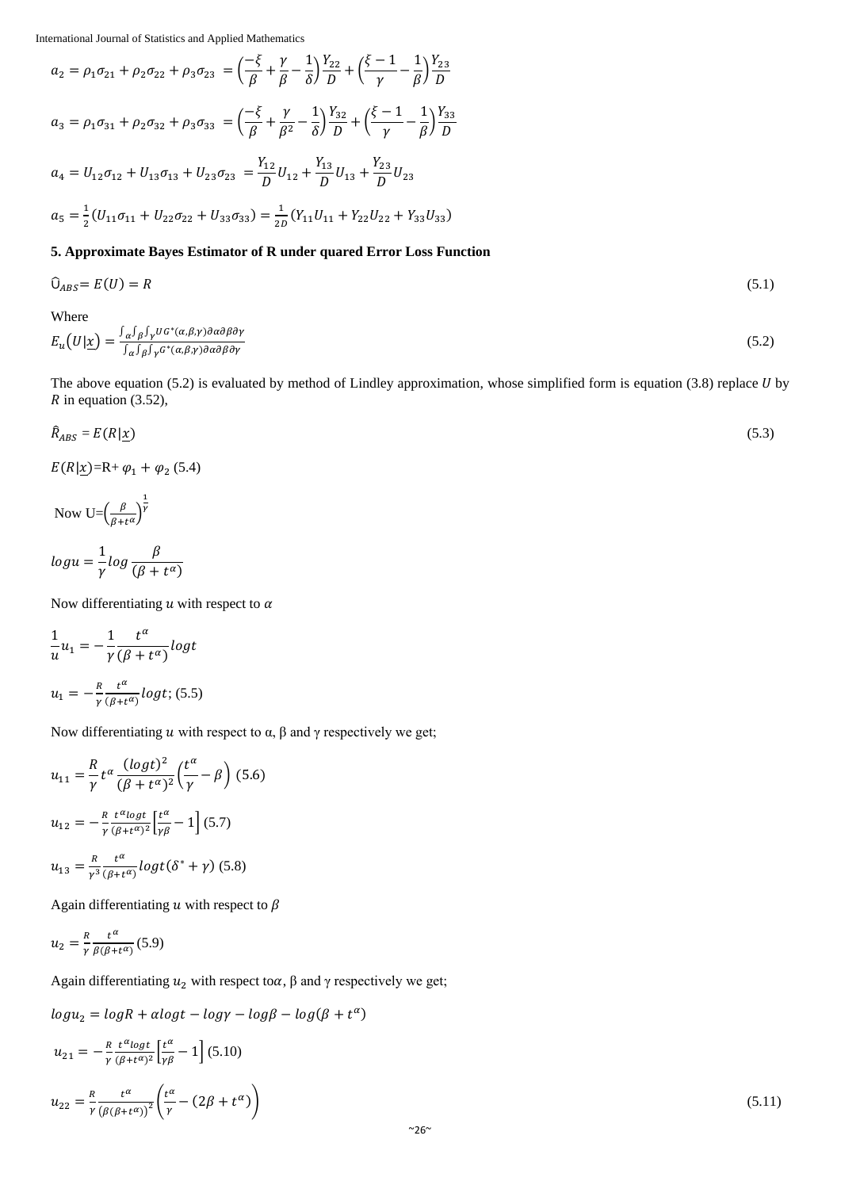$$a_2 = \rho_1\sigma_{21} + \rho_2\sigma_{22} + \rho_3\sigma_{23} \; = \left(\frac{-\xi}{\beta} + \frac{\gamma}{\beta} - \frac{1}{\delta}\right)\frac{Y_{22}}{D} + \left(\frac{\xi-1}{\gamma} - \frac{1}{\beta}\right)\frac{Y_{23}}{D}$$

$$a_3 = \rho_1\sigma_{31} + \rho_2\sigma_{32} + \rho_3\sigma_{33} \; = \left(\frac{-\xi}{\beta} + \frac{\gamma}{\beta^2} - \frac{1}{\delta}\right)\frac{Y_{32}}{D} + \left(\frac{\xi-1}{\gamma} - \frac{1}{\beta}\right)\frac{Y_{33}}{D}$$

$$a_4 = U_{12}\sigma_{12} + U_{13}\sigma_{13} + U_{23}\sigma_{23} \; = \frac{Y_{12}}{D}U_{12} + \frac{Y_{13}}{D}U_{13} + \frac{Y_{23}}{D}U_{23}$$

$$a_5 = \frac{1}{2}(U_{11}\sigma_{11} + U_{22}\sigma_{22} + U_{33}\sigma_{33}) = \frac{1}{2D}(Y_{11}U_{11} + Y_{22}U_{22} + Y_{33}U_{33})$$

**5. Approximate Bayes Estimator of R under quared Error Loss Function**

$$\hat{U}_{ABS} = E(U) = R \tag{5.1}$$

Where

$$E_u\left(U|\underline{x}\right) = \frac{\int_\alpha\int_\beta\int_\gamma U\,G^*(\alpha,\beta,\gamma)\partial\alpha\partial\beta\partial\gamma}{\int_\alpha\int_\beta\int_\gamma G^*(\alpha,\beta,\gamma)\partial\alpha\partial\beta\partial\gamma} \tag{5.2}$$

The above equation (5.2) is evaluated by method of Lindley approximation, whose simplified form is equation (3.8) replace $U$ by $R$ in equation (3.52),

$$\hat{R}_{ABS} = E(R|\underline{x}) \tag{5.3}$$

$E(R|\underline{x})$=R+ $\varphi_1 + \varphi_2$ (5.4)

Now U=$\left(\frac{\beta}{\beta+t^\alpha}\right)^{\frac{1}{\gamma}}$

$$logu = \frac{1}{\gamma}log\,\frac{\beta}{(\beta+t^\alpha)}$$

Now differentiating $u$ with respect to $\alpha$

$$\frac{1}{u}u_1 = -\frac{1}{\gamma}\frac{t^\alpha}{(\beta+t^\alpha)}logt$$

$u_1 = -\frac{R}{\gamma}\frac{t^\alpha}{(\beta+t^\alpha)}logt$; (5.5)

Now differentiating $u$ with respect to α, β and γ respectively we get;

$u_{11} = \frac{R}{\gamma}t^\alpha\frac{(logt)^2}{(\beta+t^\alpha)^2}\left(\frac{t^\alpha}{\gamma} - \beta\right)$ (5.6)

$u_{12} = -\frac{R}{\gamma}\frac{t^\alpha logt}{(\beta+t^\alpha)^2}\left[\frac{t^\alpha}{\gamma\beta} - 1\right]$ (5.7)

$u_{13} = \frac{R}{\gamma^3}\frac{t^\alpha}{(\beta+t^\alpha)}logt(\delta^* + \gamma)$ (5.8)

Again differentiating $u$ with respect to $\beta$

$u_2 = \frac{R}{\gamma}\frac{t^\alpha}{\beta(\beta+t^\alpha)}$ (5.9)

Again differentiating $u_2$ with respect to$\alpha$, β and γ respectively we get;

$$logu_2 = logR + \alpha logt - log\gamma - log\beta - log(\beta + t^\alpha)$$

$u_{21} = -\frac{R}{\gamma}\frac{t^\alpha logt}{(\beta+t^\alpha)^2}\left[\frac{t^\alpha}{\gamma\beta} - 1\right]$ (5.10)

$$u_{22} = \frac{R}{\gamma}\frac{t^\alpha}{\left(\beta(\beta+t^\alpha)\right)^2}\left(\frac{t^\alpha}{\gamma} - (2\beta + t^\alpha)\right) \tag{5.11}$$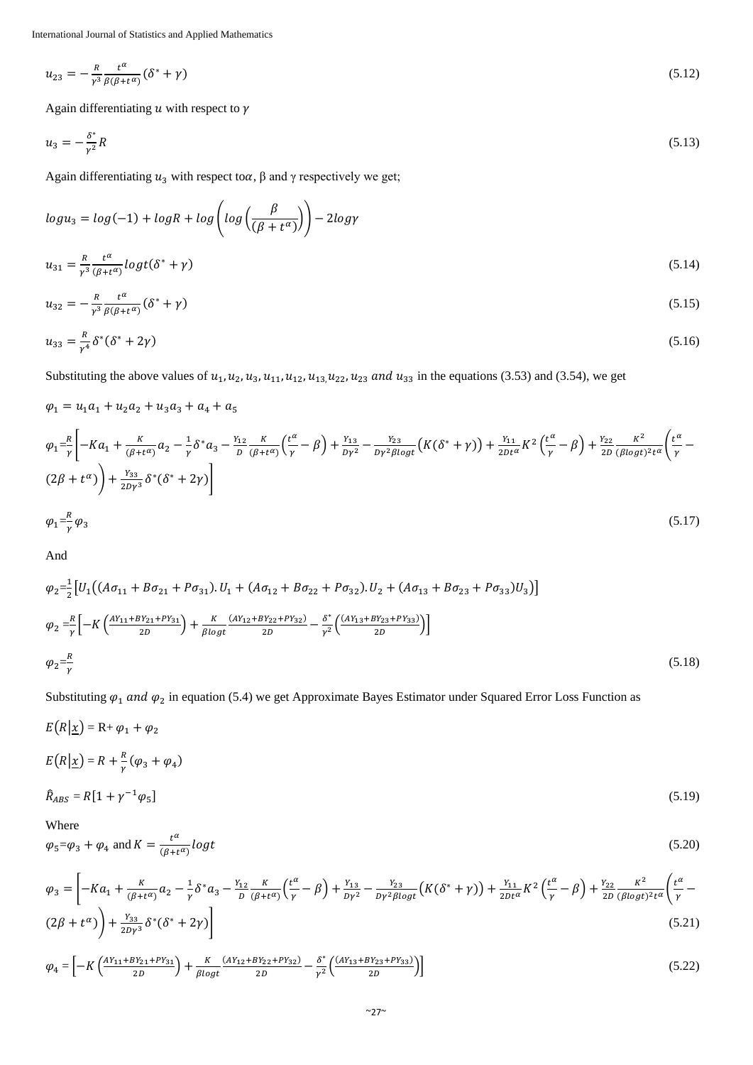$$u_{23} = -\frac{R}{\gamma^3}\frac{t^{\alpha}}{\beta(\beta+t^{\alpha})}(\delta^* + \gamma) \tag{5.12}$$

Again differentiating $u$ with respect to $\gamma$

$$u_3 = -\frac{\delta^*}{\gamma^2}R \tag{5.13}$$

Again differentiating $u_3$ with respect to $\alpha$, β and γ respectively we get;

$$log u_3 = log(-1) + logR + log\left(log\left(\frac{\beta}{(\beta+t^{\alpha})}\right)\right) - 2log\gamma$$

$$u_{31} = \frac{R}{\gamma^3}\frac{t^{\alpha}}{(\beta+t^{\alpha})}logt(\delta^* + \gamma) \tag{5.14}$$

$$u_{32} = -\frac{R}{\gamma^3}\frac{t^{\alpha}}{\beta(\beta+t^{\alpha})}(\delta^* + \gamma) \tag{5.15}$$

$$u_{33} = \frac{R}{\gamma^4}\delta^*(\delta^* + 2\gamma) \tag{5.16}$$

Substituting the above values of $u_1, u_2, u_3, u_{11}, u_{12}, u_{13,} u_{22}, u_{23}$ *and* $u_{33}$ in the equations (3.53) and (3.54), we get

$$\varphi_1 = u_1 a_1 + u_2 a_2 + u_3 a_3 + a_4 + a_5$$

$$\varphi_1 = \frac{R}{\gamma}\left[-Ka_1 + \frac{K}{(\beta+t^{\alpha})}a_2 - \frac{1}{\gamma}\delta^* a_3 - \frac{Y_{12}}{D}\frac{K}{(\beta+t^{\alpha})}\left(\frac{t^{\alpha}}{\gamma} - \beta\right) + \frac{Y_{13}}{D\gamma^2} - \frac{Y_{23}}{D\gamma^2\beta logt}\left(K(\delta^* + \gamma)\right) + \frac{Y_{11}}{2Dt^{\alpha}}K^2\left(\frac{t^{\alpha}}{\gamma} - \beta\right) + \frac{Y_{22}}{2D}\frac{K^2}{(\beta logt)^2 t^{\alpha}}\left(\frac{t^{\alpha}}{\gamma} - (2\beta + t^{\alpha})\right) + \frac{Y_{33}}{2D\gamma^3}\delta^*(\delta^* + 2\gamma)\right]$$

$$\varphi_1 = \frac{R}{\gamma}\varphi_3 \tag{5.17}$$

And

$$\varphi_2 = \frac{1}{2}\left[U_1\left((A\sigma_{11} + B\sigma_{21} + P\sigma_{31}).U_1 + (A\sigma_{12} + B\sigma_{22} + P\sigma_{32}).U_2 + (A\sigma_{13} + B\sigma_{23} + P\sigma_{33})U_3\right)\right]$$

$$\varphi_2 = \frac{R}{\gamma}\left[-K\left(\frac{AY_{11} + BY_{21} + PY_{31}}{2D}\right) + \frac{K}{\beta logt}\frac{(AY_{12} + BY_{22} + PY_{32})}{2D} - \frac{\delta^*}{\gamma^2}\left(\frac{(AY_{13} + BY_{23} + PY_{33})}{2D}\right)\right]$$

$$\varphi_2 = \frac{R}{\gamma} \tag{5.18}$$

Substituting $\varphi_1$ *and* $\varphi_2$ in equation (5.4) we get Approximate Bayes Estimator under Squared Error Loss Function as

$$E(R|\underline{x}) = R + \varphi_1 + \varphi_2$$

$$E(R|\underline{x}) = R + \frac{R}{\gamma}(\varphi_3 + \varphi_4)$$

$$\hat{R}_{ABS} = R[1 + \gamma^{-1}\varphi_5] \tag{5.19}$$

Where

$$\varphi_5 = \varphi_3 + \varphi_4 \text{ and } K = \frac{t^{\alpha}}{(\beta+t^{\alpha})}logt \tag{5.20}$$

$$\varphi_3 = \left[-Ka_1 + \frac{K}{(\beta+t^{\alpha})}a_2 - \frac{1}{\gamma}\delta^* a_3 - \frac{Y_{12}}{D}\frac{K}{(\beta+t^{\alpha})}\left(\frac{t^{\alpha}}{\gamma} - \beta\right) + \frac{Y_{13}}{D\gamma^2} - \frac{Y_{23}}{D\gamma^2\beta logt}\left(K(\delta^* + \gamma)\right) + \frac{Y_{11}}{2Dt^{\alpha}}K^2\left(\frac{t^{\alpha}}{\gamma} - \beta\right) + \frac{Y_{22}}{2D}\frac{K^2}{(\beta logt)^2 t^{\alpha}}\left(\frac{t^{\alpha}}{\gamma} - (2\beta + t^{\alpha})\right) + \frac{Y_{33}}{2D\gamma^3}\delta^*(\delta^* + 2\gamma)\right] \tag{5.21}$$

$$\varphi_4 = \left[-K\left(\frac{AY_{11} + BY_{21} + PY_{31}}{2D}\right) + \frac{K}{\beta logt}\frac{(AY_{12} + BY_{22} + PY_{32})}{2D} - \frac{\delta^*}{\gamma^2}\left(\frac{(AY_{13} + BY_{23} + PY_{33})}{2D}\right)\right] \tag{5.22}$$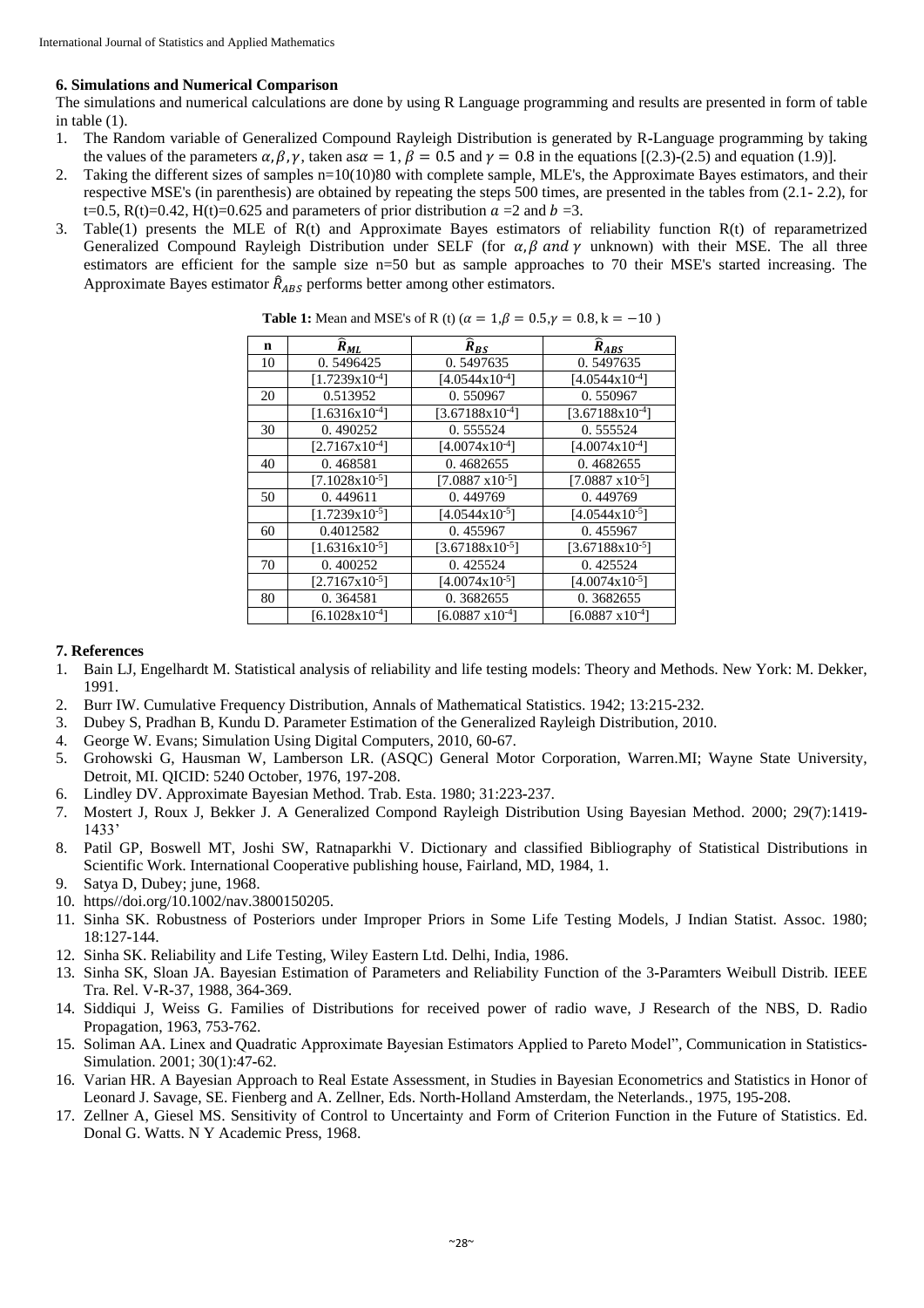## 6. Simulations and Numerical Comparison

The simulations and numerical calculations are done by using R Language programming and results are presented in form of table in table (1).

1. The Random variable of Generalized Compound Rayleigh Distribution is generated by R-Language programming by taking the values of the parameters $\alpha, \beta, \gamma$, taken as$\alpha = 1$, $\beta = 0.5$ and $\gamma = 0.8$ in the equations [(2.3)-(2.5) and equation (1.9)].
2. Taking the different sizes of samples n=10(10)80 with complete sample, MLE's, the Approximate Bayes estimators, and their respective MSE's (in parenthesis) are obtained by repeating the steps 500 times, are presented in the tables from (2.1- 2.2), for t=0.5, R(t)=0.42, H(t)=0.625 and parameters of prior distribution $a$ =2 and $b$ =3.
3. Table(1) presents the MLE of R(t) and Approximate Bayes estimators of reliability function R(t) of reparametrized Generalized Compound Rayleigh Distribution under SELF (for $\alpha, \beta$ *and* $\gamma$ unknown) with their MSE. The all three estimators are efficient for the sample size n=50 but as sample approaches to 70 their MSE's started increasing. The Approximate Bayes estimator $\hat{R}_{ABS}$ performs better among other estimators.

**Table 1:** Mean and MSE's of R (t) ($\alpha = 1, \beta = 0.5, \gamma = 0.8$, $k = -10$ )

| n | $\hat{R}_{ML}$ | $\hat{R}_{BS}$ | $\hat{R}_{ABS}$ |
|---|---|---|---|
| 10 | 0. 5496425 | 0. 5497635 | 0. 5497635 |
| | [$1.7239 \times 10^{-4}$] | [$4.0544 \times 10^{-4}$] | [$4.0544 \times 10^{-4}$] |
| 20 | 0.513952 | 0. 550967 | 0. 550967 |
| | [$1.6316 \times 10^{-4}$] | [$3.67188 \times 10^{-4}$] | [$3.67188 \times 10^{-4}$] |
| 30 | 0. 490252 | 0. 555524 | 0. 555524 |
| | [$2.7167 \times 10^{-4}$] | [$4.0074 \times 10^{-4}$] | [$4.0074 \times 10^{-4}$] |
| 40 | 0. 468581 | 0. 4682655 | 0. 4682655 |
| | [$7.1028 \times 10^{-5}$] | [$7.0887 \times 10^{-5}$] | [$7.0887 \times 10^{-5}$] |
| 50 | 0. 449611 | 0. 449769 | 0. 449769 |
| | [$1.7239 \times 10^{-5}$] | [$4.0544 \times 10^{-5}$] | [$4.0544 \times 10^{-5}$] |
| 60 | 0.4012582 | 0. 455967 | 0. 455967 |
| | [$1.6316 \times 10^{-5}$] | [$3.67188 \times 10^{-5}$] | [$3.67188 \times 10^{-5}$] |
| 70 | 0. 400252 | 0. 425524 | 0. 425524 |
| | [$2.7167 \times 10^{-5}$] | [$4.0074 \times 10^{-5}$] | [$4.0074 \times 10^{-5}$] |
| 80 | 0. 364581 | 0. 3682655 | 0. 3682655 |
| | [$6.1028 \times 10^{-4}$] | [$6.0887 \times 10^{-4}$] | [$6.0887 \times 10^{-4}$] |

## 7. References

1. Bain LJ, Engelhardt M. Statistical analysis of reliability and life testing models: Theory and Methods. New York: M. Dekker, 1991.
2. Burr IW. Cumulative Frequency Distribution, Annals of Mathematical Statistics. 1942; 13:215-232.
3. Dubey S, Pradhan B, Kundu D. Parameter Estimation of the Generalized Rayleigh Distribution, 2010.
4. George W. Evans; Simulation Using Digital Computers, 2010, 60-67.
5. Grohowski G, Hausman W, Lamberson LR. (ASQC) General Motor Corporation, Warren.MI; Wayne State University, Detroit, MI. QICID: 5240 October, 1976, 197-208.
6. Lindley DV. Approximate Bayesian Method. Trab. Esta. 1980; 31:223-237.
7. Mostert J, Roux J, Bekker J. A Generalized Compond Rayleigh Distribution Using Bayesian Method. 2000; 29(7):1419-1433'
8. Patil GP, Boswell MT, Joshi SW, Ratnaparkhi V. Dictionary and classified Bibliography of Statistical Distributions in Scientific Work. International Cooperative publishing house, Fairland, MD, 1984, 1.
9. Satya D, Dubey; june, 1968.
10. https//doi.org/10.1002/nav.3800150205.
11. Sinha SK. Robustness of Posteriors under Improper Priors in Some Life Testing Models, J Indian Statist. Assoc. 1980; 18:127-144.
12. Sinha SK. Reliability and Life Testing, Wiley Eastern Ltd. Delhi, India, 1986.
13. Sinha SK, Sloan JA. Bayesian Estimation of Parameters and Reliability Function of the 3-Paramters Weibull Distrib. IEEE Tra. Rel. V-R-37, 1988, 364-369.
14. Siddiqui J, Weiss G. Families of Distributions for received power of radio wave, J Research of the NBS, D. Radio Propagation, 1963, 753-762.
15. Soliman AA. Linex and Quadratic Approximate Bayesian Estimators Applied to Pareto Model", Communication in Statistics-Simulation. 2001; 30(1):47-62.
16. Varian HR. A Bayesian Approach to Real Estate Assessment, in Studies in Bayesian Econometrics and Statistics in Honor of Leonard J. Savage, SE. Fienberg and A. Zellner, Eds. North-Holland Amsterdam, the Neterlands., 1975, 195-208.
17. Zellner A, Giesel MS. Sensitivity of Control to Uncertainty and Form of Criterion Function in the Future of Statistics. Ed. Donal G. Watts. N Y Academic Press, 1968.